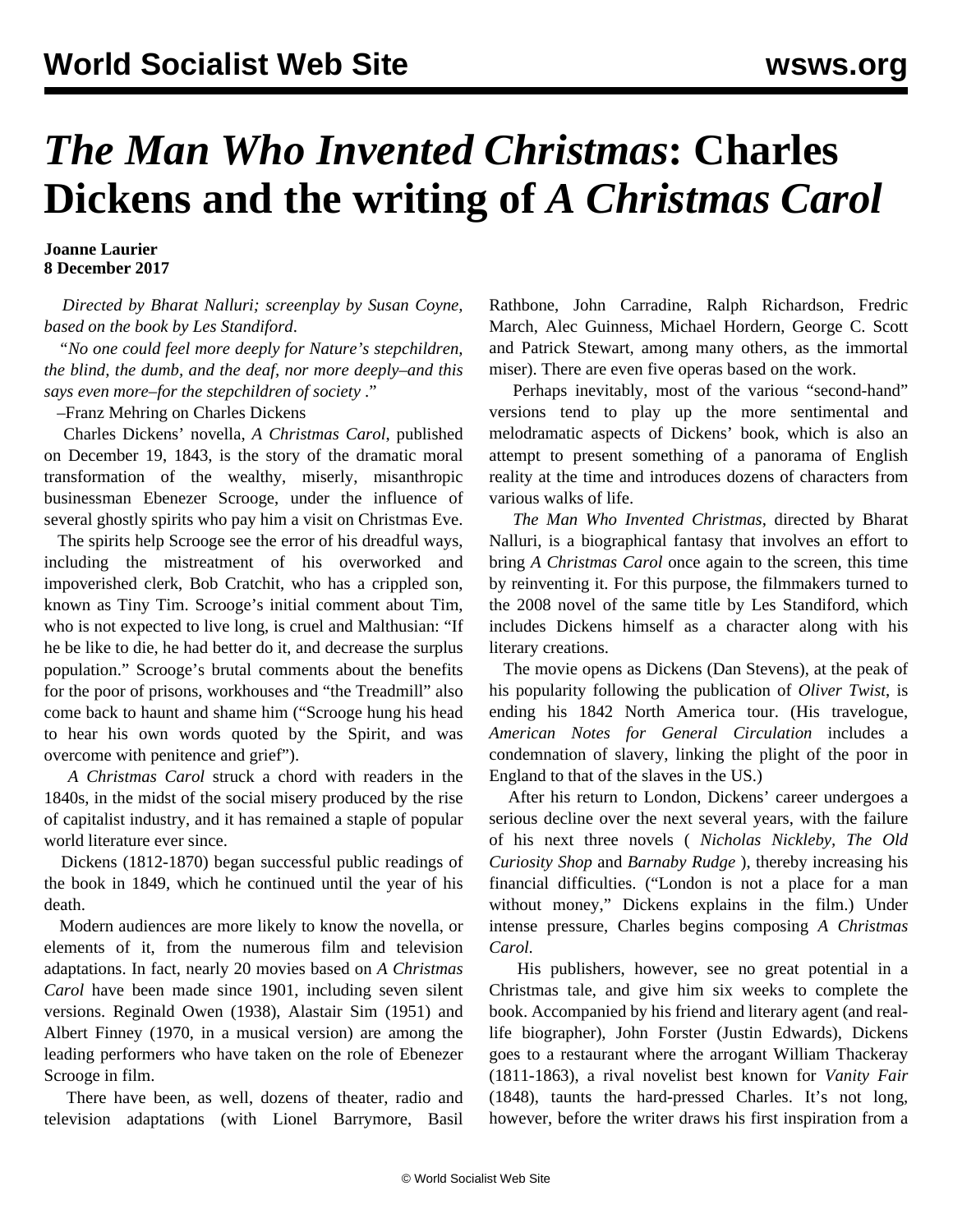# *The Man Who Invented Christmas*: Charles Dickens and the writing of *A Christmas Carol*

**Joanne Laurier**
**8 December 2017**

*Directed by Bharat Nalluri; screenplay by Susan Coyne, based on the book by Les Standiford*.

"*No one could feel more deeply for Nature's stepchildren, the blind, the dumb, and the deaf, nor more deeply–and this says even more–for the stepchildren of society* ."

–Franz Mehring on Charles Dickens

Charles Dickens' novella, *A Christmas Carol*, published on December 19, 1843, is the story of the dramatic moral transformation of the wealthy, miserly, misanthropic businessman Ebenezer Scrooge, under the influence of several ghostly spirits who pay him a visit on Christmas Eve.

The spirits help Scrooge see the error of his dreadful ways, including the mistreatment of his overworked and impoverished clerk, Bob Cratchit, who has a crippled son, known as Tiny Tim. Scrooge's initial comment about Tim, who is not expected to live long, is cruel and Malthusian: "If he be like to die, he had better do it, and decrease the surplus population." Scrooge's brutal comments about the benefits for the poor of prisons, workhouses and "the Treadmill" also come back to haunt and shame him ("Scrooge hung his head to hear his own words quoted by the Spirit, and was overcome with penitence and grief").

*A Christmas Carol* struck a chord with readers in the 1840s, in the midst of the social misery produced by the rise of capitalist industry, and it has remained a staple of popular world literature ever since.

Dickens (1812-1870) began successful public readings of the book in 1849, which he continued until the year of his death.

Modern audiences are more likely to know the novella, or elements of it, from the numerous film and television adaptations. In fact, nearly 20 movies based on *A Christmas Carol* have been made since 1901, including seven silent versions. Reginald Owen (1938), Alastair Sim (1951) and Albert Finney (1970, in a musical version) are among the leading performers who have taken on the role of Ebenezer Scrooge in film.

There have been, as well, dozens of theater, radio and television adaptations (with Lionel Barrymore, Basil Rathbone, John Carradine, Ralph Richardson, Fredric March, Alec Guinness, Michael Hordern, George C. Scott and Patrick Stewart, among many others, as the immortal miser). There are even five operas based on the work.

Perhaps inevitably, most of the various "second-hand" versions tend to play up the more sentimental and melodramatic aspects of Dickens' book, which is also an attempt to present something of a panorama of English reality at the time and introduces dozens of characters from various walks of life.

*The Man Who Invented Christmas*, directed by Bharat Nalluri, is a biographical fantasy that involves an effort to bring *A Christmas Carol* once again to the screen, this time by reinventing it. For this purpose, the filmmakers turned to the 2008 novel of the same title by Les Standiford, which includes Dickens himself as a character along with his literary creations.

The movie opens as Dickens (Dan Stevens), at the peak of his popularity following the publication of *Oliver Twist*, is ending his 1842 North America tour. (His travelogue, *American Notes for General Circulation* includes a condemnation of slavery, linking the plight of the poor in England to that of the slaves in the US.)

After his return to London, Dickens' career undergoes a serious decline over the next several years, with the failure of his next three novels ( *Nicholas Nickleby*, *The Old Curiosity Shop* and *Barnaby Rudge* ), thereby increasing his financial difficulties. ("London is not a place for a man without money," Dickens explains in the film.) Under intense pressure, Charles begins composing *A Christmas Carol.*

His publishers, however, see no great potential in a Christmas tale, and give him six weeks to complete the book. Accompanied by his friend and literary agent (and real-life biographer), John Forster (Justin Edwards), Dickens goes to a restaurant where the arrogant William Thackeray (1811-1863), a rival novelist best known for *Vanity Fair* (1848), taunts the hard-pressed Charles. It's not long, however, before the writer draws his first inspiration from a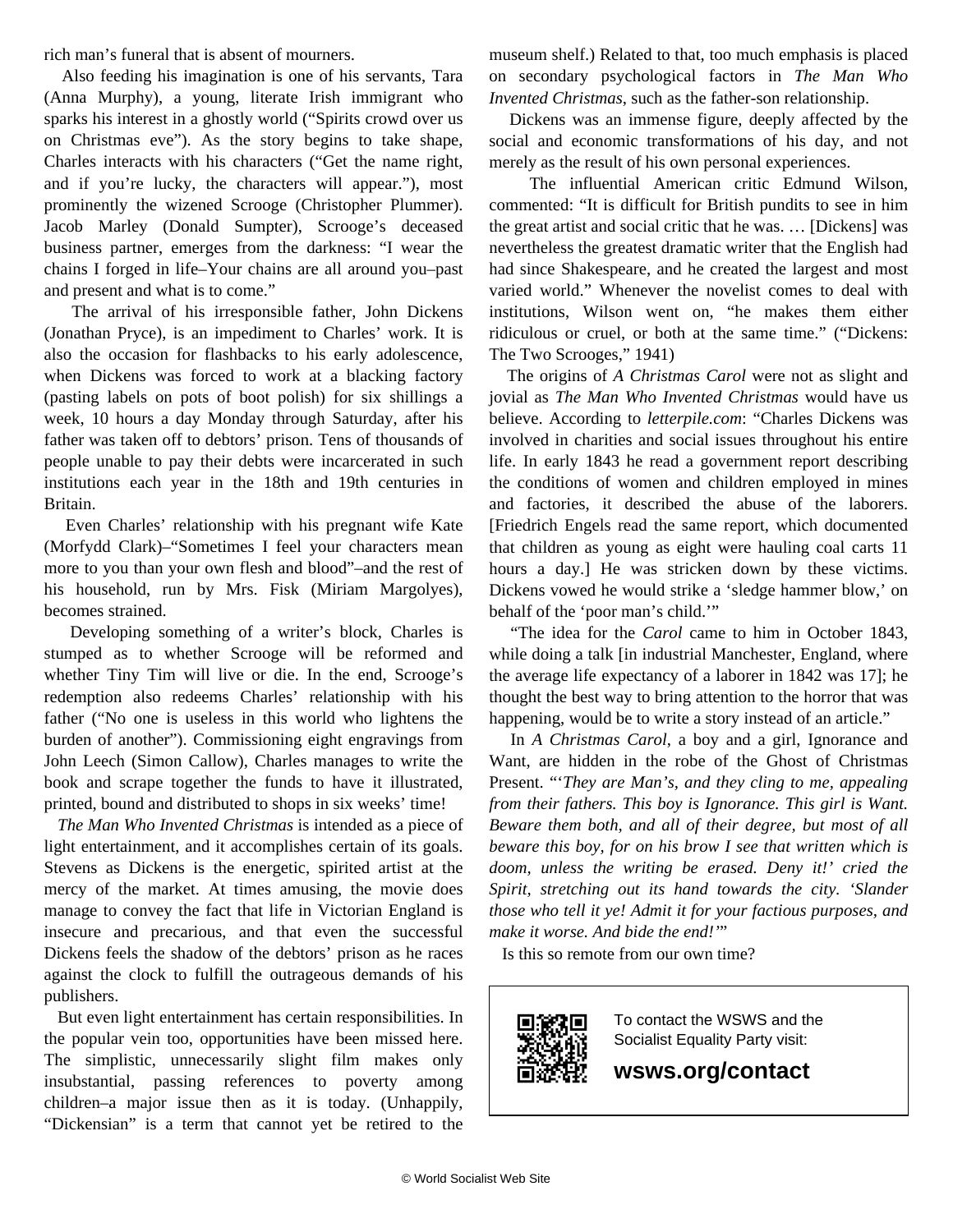rich man's funeral that is absent of mourners.

Also feeding his imagination is one of his servants, Tara (Anna Murphy), a young, literate Irish immigrant who sparks his interest in a ghostly world ("Spirits crowd over us on Christmas eve"). As the story begins to take shape, Charles interacts with his characters ("Get the name right, and if you're lucky, the characters will appear."), most prominently the wizened Scrooge (Christopher Plummer). Jacob Marley (Donald Sumpter), Scrooge's deceased business partner, emerges from the darkness: "I wear the chains I forged in life–Your chains are all around you–past and present and what is to come."

The arrival of his irresponsible father, John Dickens (Jonathan Pryce), is an impediment to Charles' work. It is also the occasion for flashbacks to his early adolescence, when Dickens was forced to work at a blacking factory (pasting labels on pots of boot polish) for six shillings a week, 10 hours a day Monday through Saturday, after his father was taken off to debtors' prison. Tens of thousands of people unable to pay their debts were incarcerated in such institutions each year in the 18th and 19th centuries in Britain.

Even Charles' relationship with his pregnant wife Kate (Morfydd Clark)–"Sometimes I feel your characters mean more to you than your own flesh and blood"–and the rest of his household, run by Mrs. Fisk (Miriam Margolyes), becomes strained.

Developing something of a writer's block, Charles is stumped as to whether Scrooge will be reformed and whether Tiny Tim will live or die. In the end, Scrooge's redemption also redeems Charles' relationship with his father ("No one is useless in this world who lightens the burden of another"). Commissioning eight engravings from John Leech (Simon Callow), Charles manages to write the book and scrape together the funds to have it illustrated, printed, bound and distributed to shops in six weeks' time!

*The Man Who Invented Christmas* is intended as a piece of light entertainment, and it accomplishes certain of its goals. Stevens as Dickens is the energetic, spirited artist at the mercy of the market. At times amusing, the movie does manage to convey the fact that life in Victorian England is insecure and precarious, and that even the successful Dickens feels the shadow of the debtors' prison as he races against the clock to fulfill the outrageous demands of his publishers.

But even light entertainment has certain responsibilities. In the popular vein too, opportunities have been missed here. The simplistic, unnecessarily slight film makes only insubstantial, passing references to poverty among children–a major issue then as it is today. (Unhappily, "Dickensian" is a term that cannot yet be retired to the museum shelf.) Related to that, too much emphasis is placed on secondary psychological factors in *The Man Who Invented Christmas*, such as the father-son relationship.

Dickens was an immense figure, deeply affected by the social and economic transformations of his day, and not merely as the result of his own personal experiences.

The influential American critic Edmund Wilson, commented: "It is difficult for British pundits to see in him the great artist and social critic that he was. … [Dickens] was nevertheless the greatest dramatic writer that the English had had since Shakespeare, and he created the largest and most varied world." Whenever the novelist comes to deal with institutions, Wilson went on, "he makes them either ridiculous or cruel, or both at the same time." ("Dickens: The Two Scrooges," 1941)

The origins of *A Christmas Carol* were not as slight and jovial as *The Man Who Invented Christmas* would have us believe. According to *letterpile.com*: "Charles Dickens was involved in charities and social issues throughout his entire life. In early 1843 he read a government report describing the conditions of women and children employed in mines and factories, it described the abuse of the laborers. [Friedrich Engels read the same report, which documented that children as young as eight were hauling coal carts 11 hours a day.] He was stricken down by these victims. Dickens vowed he would strike a 'sledge hammer blow,' on behalf of the 'poor man's child.'"

"The idea for the *Carol* came to him in October 1843, while doing a talk [in industrial Manchester, England, where the average life expectancy of a laborer in 1842 was 17]; he thought the best way to bring attention to the horror that was happening, would be to write a story instead of an article."

In *A Christmas Carol*, a boy and a girl, Ignorance and Want, are hidden in the robe of the Ghost of Christmas Present. "*'They are Man's, and they cling to me, appealing from their fathers. This boy is Ignorance. This girl is Want. Beware them both, and all of their degree, but most of all beware this boy, for on his brow I see that written which is doom, unless the writing be erased. Deny it!' cried the Spirit, stretching out its hand towards the city. 'Slander those who tell it ye! Admit it for your factious purposes, and make it worse. And bide the end!'*"

Is this so remote from our own time?

To contact the WSWS and the Socialist Equality Party visit:

**wsws.org/contact**